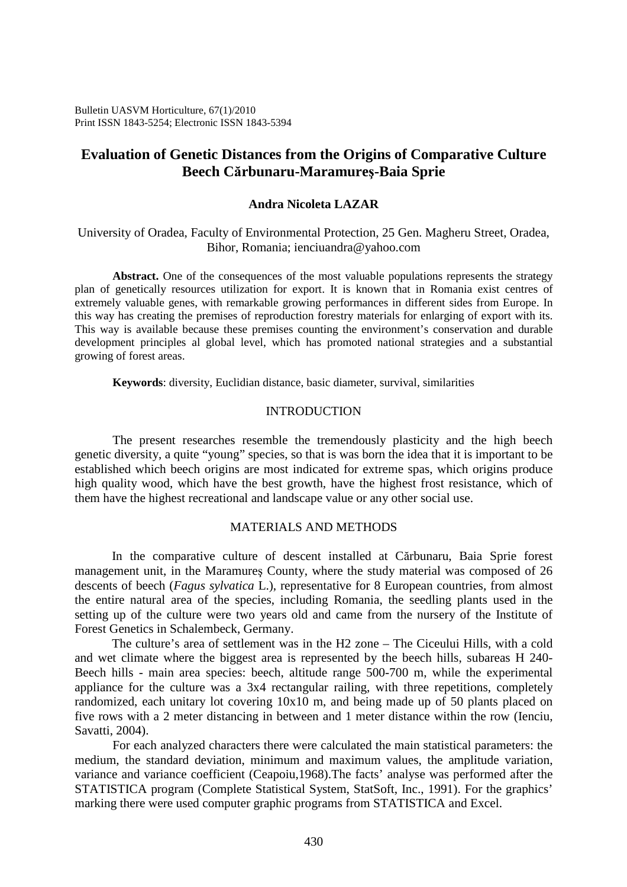# Evaluation of Genetic Distances from the Origins of Comparative Culture Beech Cărbunaru-Maramureş-Baia Sprie

**Andra Nicoleta LAZAR**

University of Oradea, Faculty of Environmental Protection, 25 Gen. Magheru Street, Oradea, Bihor, Romania; ienciuandra@yahoo.com

**Abstract.** One of the consequences of the most valuable populations represents the strategy plan of genetically resources utilization for export. It is known that in Romania exist centres of extremely valuable genes, with remarkable growing performances in different sides from Europe. In this way has creating the premises of reproduction forestry materials for enlarging of export with its. This way is available because these premises counting the environment's conservation and durable development principles al global level, which has promoted national strategies and a substantial growing of forest areas.

**Keywords**: diversity, Euclidian distance, basic diameter, survival, similarities

## INTRODUCTION

The present researches resemble the tremendously plasticity and the high beech genetic diversity, a quite "young" species, so that is was born the idea that it is important to be established which beech origins are most indicated for extreme spas, which origins produce high quality wood, which have the best growth, have the highest frost resistance, which of them have the highest recreational and landscape value or any other social use.

## MATERIALS AND METHODS

In the comparative culture of descent installed at Cărbunaru, Baia Sprie forest management unit, in the Maramureş County, where the study material was composed of 26 descents of beech (*Fagus sylvatica* L.), representative for 8 European countries, from almost the entire natural area of the species, including Romania, the seedling plants used in the setting up of the culture were two years old and came from the nursery of the Institute of Forest Genetics in Schalembeck, Germany.

The culture's area of settlement was in the H2 zone – The Ciceului Hills, with a cold and wet climate where the biggest area is represented by the beech hills, subareas H 240-Beech hills - main area species: beech, altitude range 500-700 m, while the experimental appliance for the culture was a 3x4 rectangular railing, with three repetitions, completely randomized, each unitary lot covering 10x10 m, and being made up of 50 plants placed on five rows with a 2 meter distancing in between and 1 meter distance within the row (Ienciu, Savatti, 2004).

For each analyzed characters there were calculated the main statistical parameters: the medium, the standard deviation, minimum and maximum values, the amplitude variation, variance and variance coefficient (Ceapoiu,1968).The facts' analyse was performed after the STATISTICA program (Complete Statistical System, StatSoft, Inc., 1991). For the graphics' marking there were used computer graphic programs from STATISTICA and Excel.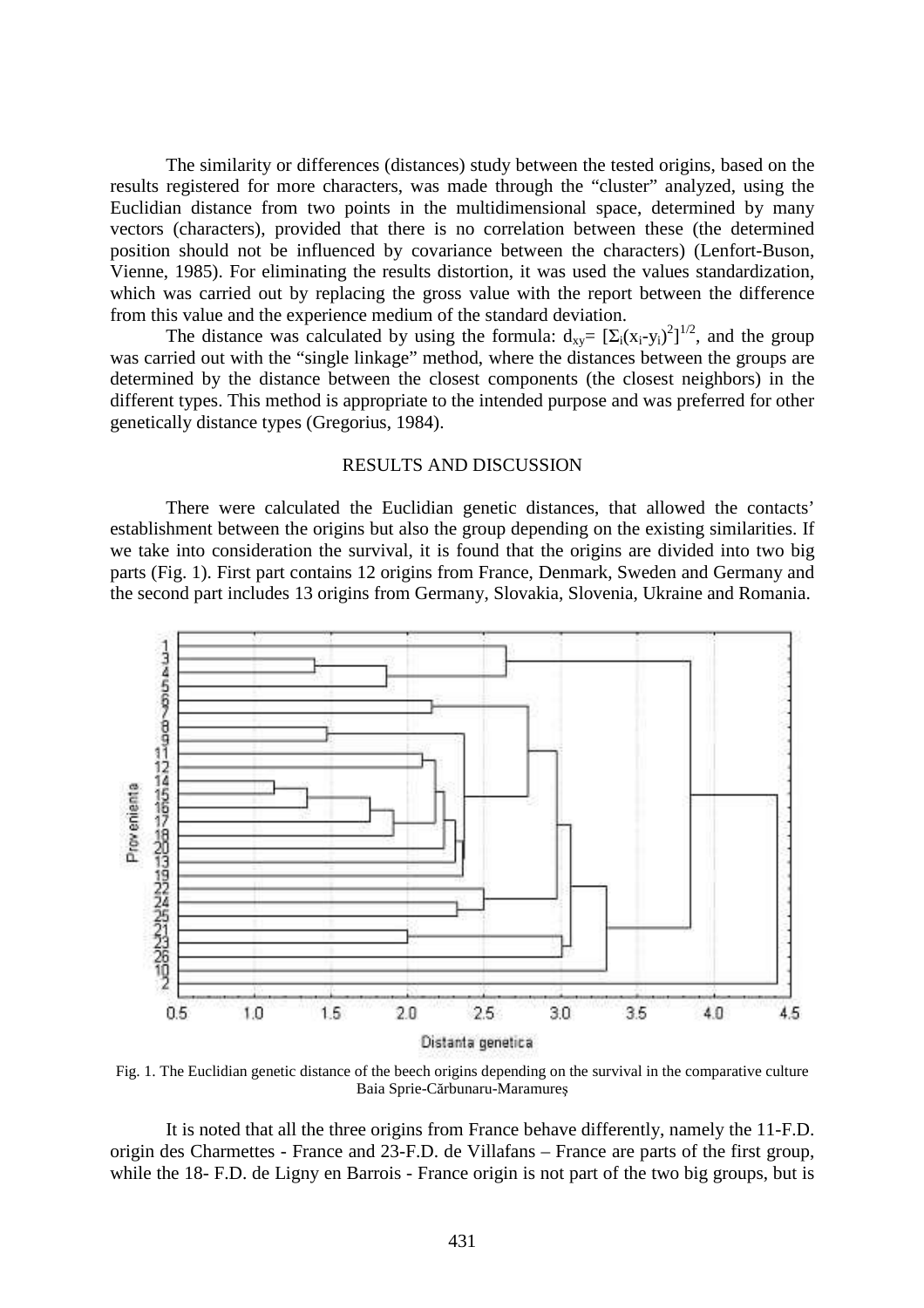The similarity or differences (distances) study between the tested origins, based on the results registered for more characters, was made through the "cluster" analyzed, using the Euclidian distance from two points in the multidimensional space, determined by many vectors (characters), provided that there is no correlation between these (the determined position should not be influenced by covariance between the characters) (Lenfort-Buson, Vienne, 1985). For eliminating the results distortion, it was used the values standardization, which was carried out by replacing the gross value with the report between the difference from this value and the experience medium of the standard deviation.

The distance was calculated by using the formula: $d_{xy}= [\Sigma_i(x_i-y_i)^2]^{1/2}$, and the group was carried out with the "single linkage" method, where the distances between the groups are determined by the distance between the closest components (the closest neighbors) in the different types. This method is appropriate to the intended purpose and was preferred for other genetically distance types (Gregorius, 1984).

## RESULTS AND DISCUSSION

There were calculated the Euclidian genetic distances, that allowed the contacts' establishment between the origins but also the group depending on the existing similarities. If we take into consideration the survival, it is found that the origins are divided into two big parts (Fig. 1). First part contains 12 origins from France, Denmark, Sweden and Germany and the second part includes 13 origins from Germany, Slovakia, Slovenia, Ukraine and Romania.

Fig. 1. The Euclidian genetic distance of the beech origins depending on the survival in the comparative culture Baia Sprie-Cărbunaru-Maramureş

It is noted that all the three origins from France behave differently, namely the 11-F.D. origin des Charmettes - France and 23-F.D. de Villafans – France are parts of the first group, while the 18- F.D. de Ligny en Barrois - France origin is not part of the two big groups, but is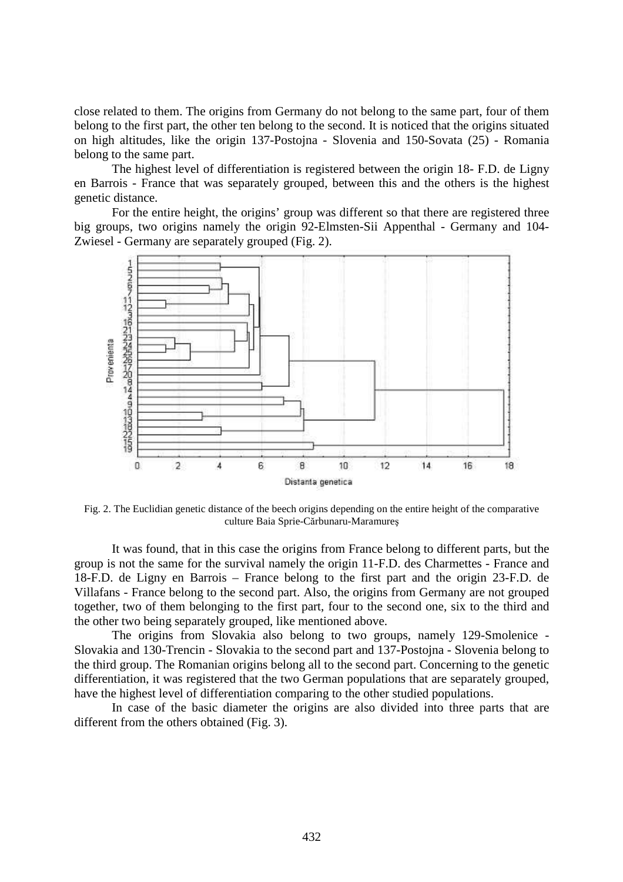close related to them. The origins from Germany do not belong to the same part, four of them belong to the first part, the other ten belong to the second. It is noticed that the origins situated on high altitudes, like the origin 137-Postojna - Slovenia and 150-Sovata (25) - Romania belong to the same part.

The highest level of differentiation is registered between the origin 18- F.D. de Ligny en Barrois - France that was separately grouped, between this and the others is the highest genetic distance.

For the entire height, the origins' group was different so that there are registered three big groups, two origins namely the origin 92-Elmsten-Sii Appenthal - Germany and 104-Zwiesel - Germany are separately grouped (Fig. 2).

Fig. 2. The Euclidian genetic distance of the beech origins depending on the entire height of the comparative culture Baia Sprie-Cărbunaru-Maramureș

It was found, that in this case the origins from France belong to different parts, but the group is not the same for the survival namely the origin 11-F.D. des Charmettes - France and 18-F.D. de Ligny en Barrois – France belong to the first part and the origin 23-F.D. de Villafans - France belong to the second part. Also, the origins from Germany are not grouped together, two of them belonging to the first part, four to the second one, six to the third and the other two being separately grouped, like mentioned above.

The origins from Slovakia also belong to two groups, namely 129-Smolenice - Slovakia and 130-Trencin - Slovakia to the second part and 137-Postojna - Slovenia belong to the third group. The Romanian origins belong all to the second part. Concerning to the genetic differentiation, it was registered that the two German populations that are separately grouped, have the highest level of differentiation comparing to the other studied populations.

In case of the basic diameter the origins are also divided into three parts that are different from the others obtained (Fig. 3).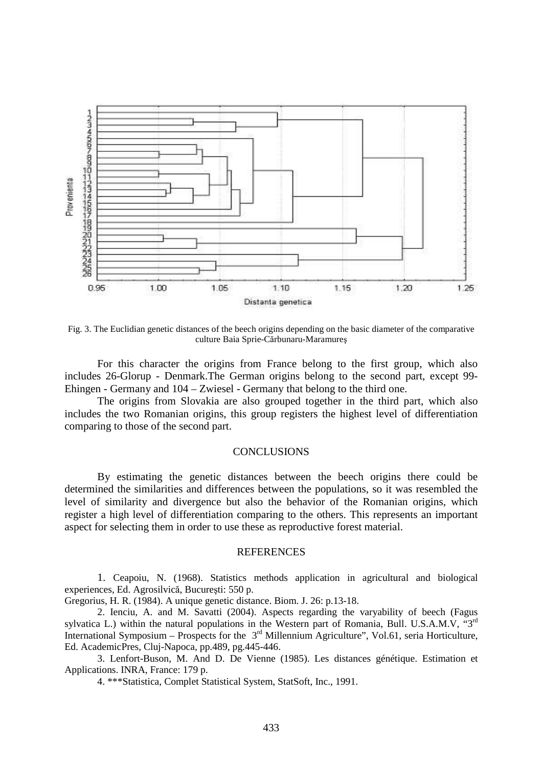Proveninta

1
2
3
4
5
6
7
8
9
10
11
12
13
14
15
16
17
18
19
20
21
22
23
24
25
26

0.95 1.00 1.05 1.10 1.15 1.20 1.25

Distanta genetica

Fig. 3. The Euclidian genetic distances of the beech origins depending on the basic diameter of the comparative culture Baia Sprie-Cărbunaru-Maramureș

For this character the origins from France belong to the first group, which also includes 26-Glorup - Denmark.The German origins belong to the second part, except 99-Ehingen - Germany and 104 – Zwiesel - Germany that belong to the third one.

The origins from Slovakia are also grouped together in the third part, which also includes the two Romanian origins, this group registers the highest level of differentiation comparing to those of the second part.

## CONCLUSIONS

By estimating the genetic distances between the beech origins there could be determined the similarities and differences between the populations, so it was resembled the level of similarity and divergence but also the behavior of the Romanian origins, which register a high level of differentiation comparing to the others. This represents an important aspect for selecting them in order to use these as reproductive forest material.

## REFERENCES

1. Ceapoiu, N. (1968). Statistics methods application in agricultural and biological experiences, Ed. Agrosilvică, București: 550 p.

Gregorius, H. R. (1984). A unique genetic distance. Biom. J. 26: p.13-18.

2. Ienciu, A. and M. Savatti (2004). Aspects regarding the varyability of beech (Fagus sylvatica L.) within the natural populations in the Western part of Romania, Bull. U.S.A.M.V, "3rd International Symposium – Prospects for the 3rd Millennium Agriculture", Vol.61, seria Horticulture, Ed. AcademicPres, Cluj-Napoca, pp.489, pg.445-446.

3. Lenfort-Buson, M. And D. De Vienne (1985). Les distances génétique. Estimation et Applications. INRA, France: 179 p.

4. ***Statistica, Complet Statistical System, StatSoft, Inc., 1991.